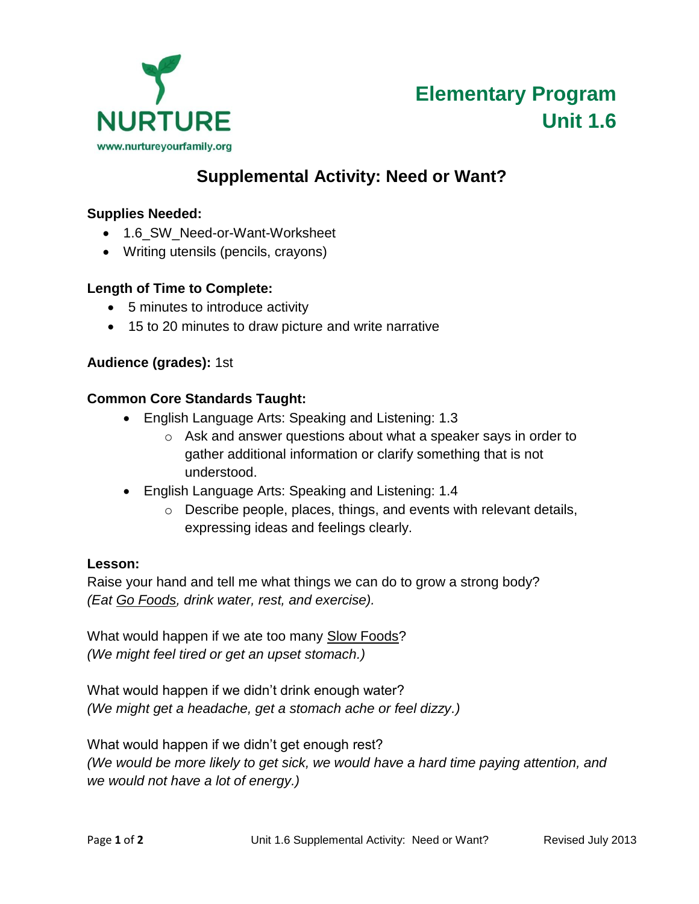NURTURE

www.nurtureyourfamily.org

# Elementary Program
# Unit 1.6

## Supplemental Activity: Need or Want?

**Supplies Needed:**

- 1.6_SW_Need-or-Want-Worksheet
- Writing utensils (pencils, crayons)

**Length of Time to Complete:**

- 5 minutes to introduce activity
- 15 to 20 minutes to draw picture and write narrative

**Audience (grades):** 1st

**Common Core Standards Taught:**

- English Language Arts: Speaking and Listening: 1.3
  - Ask and answer questions about what a speaker says in order to gather additional information or clarify something that is not understood.
- English Language Arts: Speaking and Listening: 1.4
  - Describe people, places, things, and events with relevant details, expressing ideas and feelings clearly.

**Lesson:**

Raise your hand and tell me what things we can do to grow a strong body?
*(Eat Go Foods, drink water, rest, and exercise).*

What would happen if we ate too many Slow Foods?
*(We might feel tired or get an upset stomach.)*

What would happen if we didn't drink enough water?
*(We might get a headache, get a stomach ache or feel dizzy.)*

What would happen if we didn't get enough rest?
*(We would be more likely to get sick, we would have a hard time paying attention, and we would not have a lot of energy.)*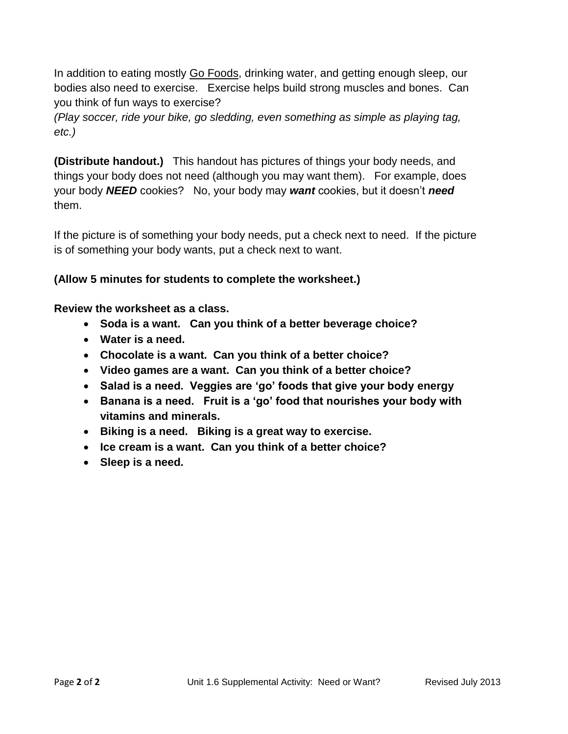In addition to eating mostly <u>Go Foods</u>, drinking water, and getting enough sleep, our bodies also need to exercise. Exercise helps build strong muscles and bones. Can you think of fun ways to exercise?
*(Play soccer, ride your bike, go sledding, even something as simple as playing tag, etc.)*

**(Distribute handout.)** This handout has pictures of things your body needs, and things your body does not need (although you may want them). For example, does your body ***NEED*** cookies? No, your body may ***want*** cookies, but it doesn't ***need*** them.

If the picture is of something your body needs, put a check next to need. If the picture is of something your body wants, put a check next to want.

**(Allow 5 minutes for students to complete the worksheet.)**

**Review the worksheet as a class.**

- **Soda is a want. Can you think of a better beverage choice?**
- **Water is a need.**
- **Chocolate is a want. Can you think of a better choice?**
- **Video games are a want. Can you think of a better choice?**
- **Salad is a need. Veggies are 'go' foods that give your body energy**
- **Banana is a need. Fruit is a 'go' food that nourishes your body with vitamins and minerals.**
- **Biking is a need. Biking is a great way to exercise.**
- **Ice cream is a want. Can you think of a better choice?**
- **Sleep is a need.**